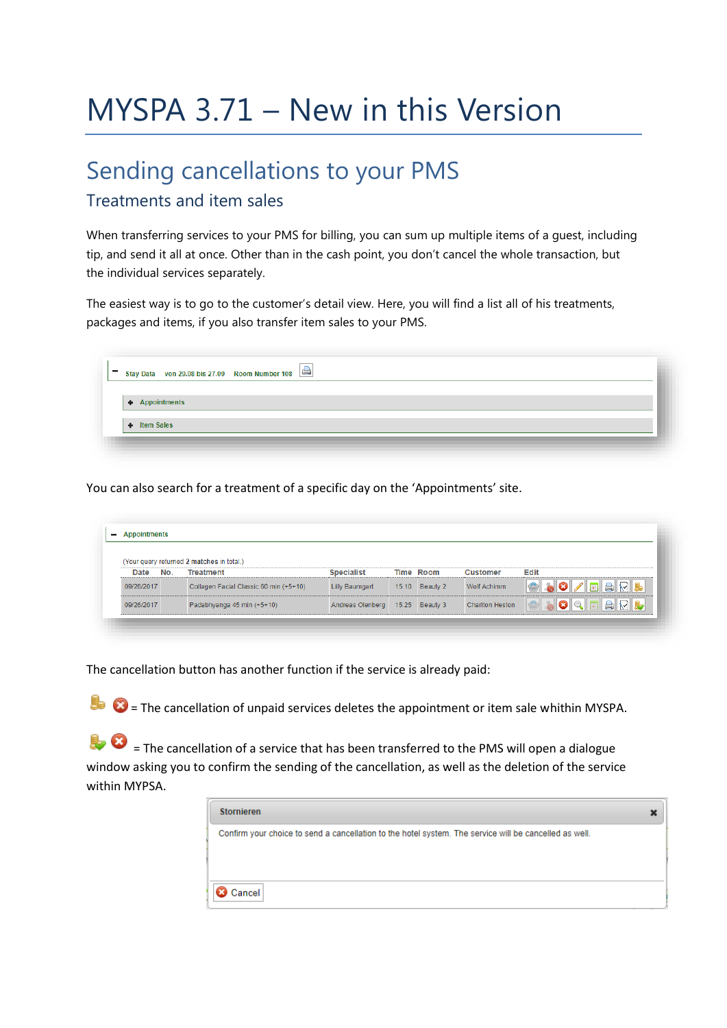# MYSPA 3.71 – New in this Version

## Sending cancellations to your PMS

### Treatments and item sales

When transferring services to your PMS for billing, you can sum up multiple items of a guest, including tip, and send it all at once. Other than in the cash point, you don't cancel the whole transaction, but the individual services separately.

The easiest way is to go to the customer's detail view. Here, you will find a list all of his treatments, packages and items, if you also transfer item sales to your PMS.

− Stay Data von 29.08 bis 27.09 Room Number 108

+ Appointments

+ Item Sales

You can also search for a treatment of a specific day on the 'Appointments' site.

− Appointments

(Your query returned 2 matches in total.)

| Date | No. | Treatment | Specialist | Time | Room | Customer | Edit |
|---|---|---|---|---|---|---|---|
| 09/26/2017 | | Collagen Facial Classic 60 min (+5+10) | Lilly Baumgart | 15:10 | Beauty 2 | Wolf Achimm | |
| 09/26/2017 | | Padabhyanga 45 min (+5+10) | Andreas Olenberg | 15:25 | Beauty 3 | Charlton Heston | |

The cancellation button has another function if the service is already paid:

= The cancellation of unpaid services deletes the appointment or item sale whithin MYSPA.

= The cancellation of a service that has been transferred to the PMS will open a dialogue window asking you to confirm the sending of the cancellation, as well as the deletion of the service within MYPSA.

**Stornieren**

Confirm your choice to send a cancellation to the hotel system. The service will be cancelled as well.

Cancel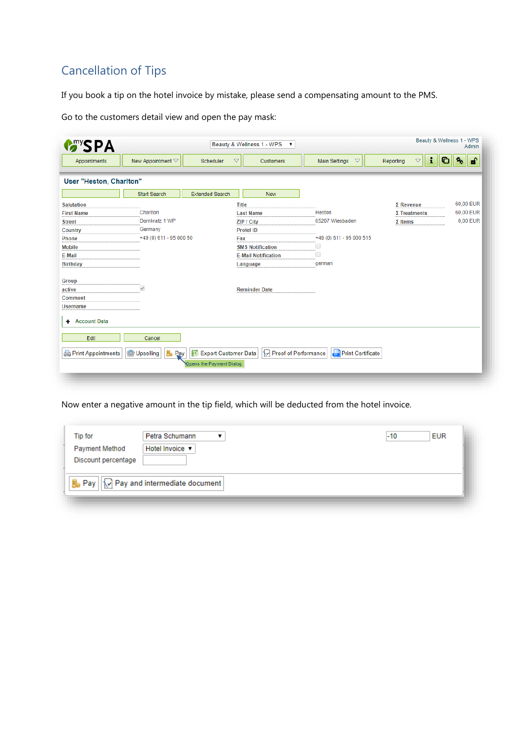## Cancellation of Tips

If you book a tip on the hotel invoice by mistake, please send a compensating amount to the PMS.

Go to the customers detail view and open the pay mask:

Now enter a negative amount in the tip field, which will be deducted from the hotel invoice.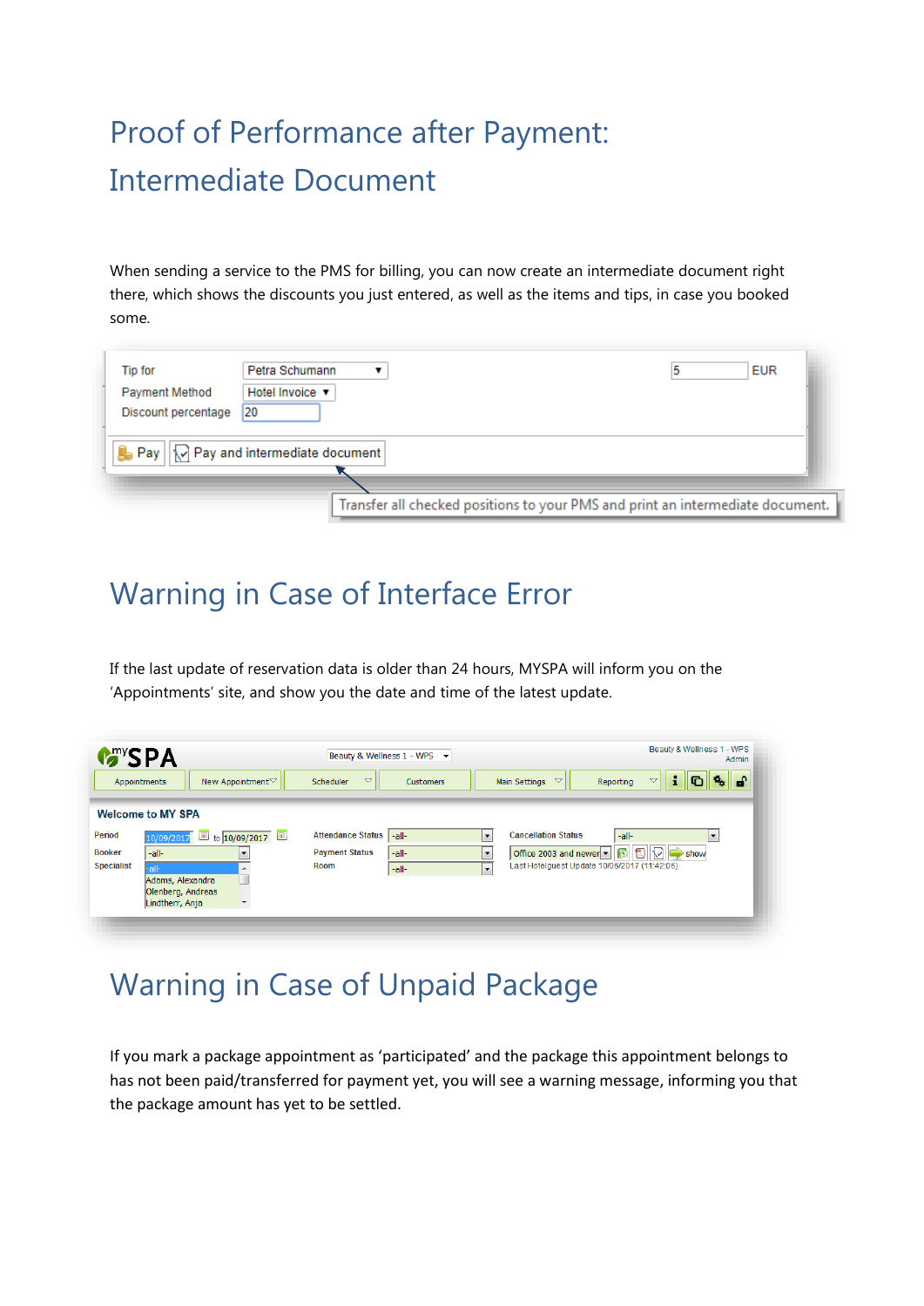# Proof of Performance after Payment: Intermediate Document

When sending a service to the PMS for billing, you can now create an intermediate document right there, which shows the discounts you just entered, as well as the items and tips, in case you booked some.

# Warning in Case of Interface Error

If the last update of reservation data is older than 24 hours, MYSPA will inform you on the 'Appointments' site, and show you the date and time of the latest update.

# Warning in Case of Unpaid Package

If you mark a package appointment as 'participated' and the package this appointment belongs to has not been paid/transferred for payment yet, you will see a warning message, informing you that the package amount has yet to be settled.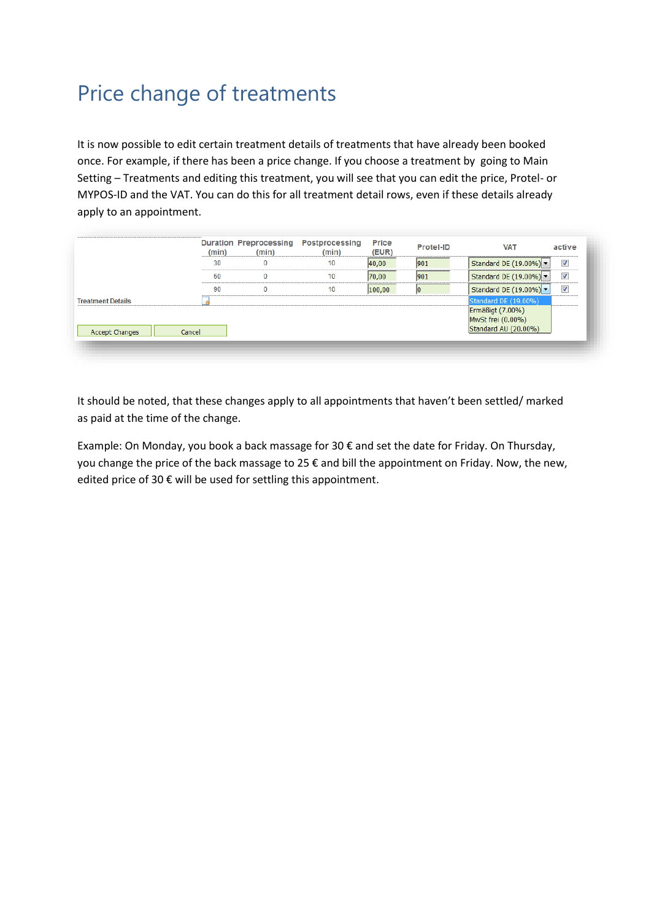# Price change of treatments

It is now possible to edit certain treatment details of treatments that have already been booked once. For example, if there has been a price change. If you choose a treatment by going to Main Setting – Treatments and editing this treatment, you will see that you can edit the price, Protel- or MYPOS-ID and the VAT. You can do this for all treatment detail rows, even if these details already apply to an appointment.

| | Duration (min) | Preprocessing (min) | Postprocessing (min) | Price (EUR) | Protel-ID | VAT | active |
|---|---|---|---|---|---|---|---|
| | 30 | 0 | 10 | 40,00 | 901 | Standard DE (19.00%) | ☑ |
| | 60 | 0 | 10 | 70,00 | 901 | Standard DE (19.00%) | ☑ |
| | 90 | 0 | 10 | 100,00 | 0 | Standard DE (19.00%) | ☑ |
| Treatment Details | | | | | | Standard DE (19.00%)<br>Ermäßigt (7.00%)<br>MwSt frei (0.00%)<br>Standard AU (20.00%) | |

Accept Changes | Cancel

It should be noted, that these changes apply to all appointments that haven't been settled/ marked as paid at the time of the change.

Example: On Monday, you book a back massage for 30 € and set the date for Friday. On Thursday, you change the price of the back massage to 25 € and bill the appointment on Friday. Now, the new, edited price of 30 € will be used for settling this appointment.